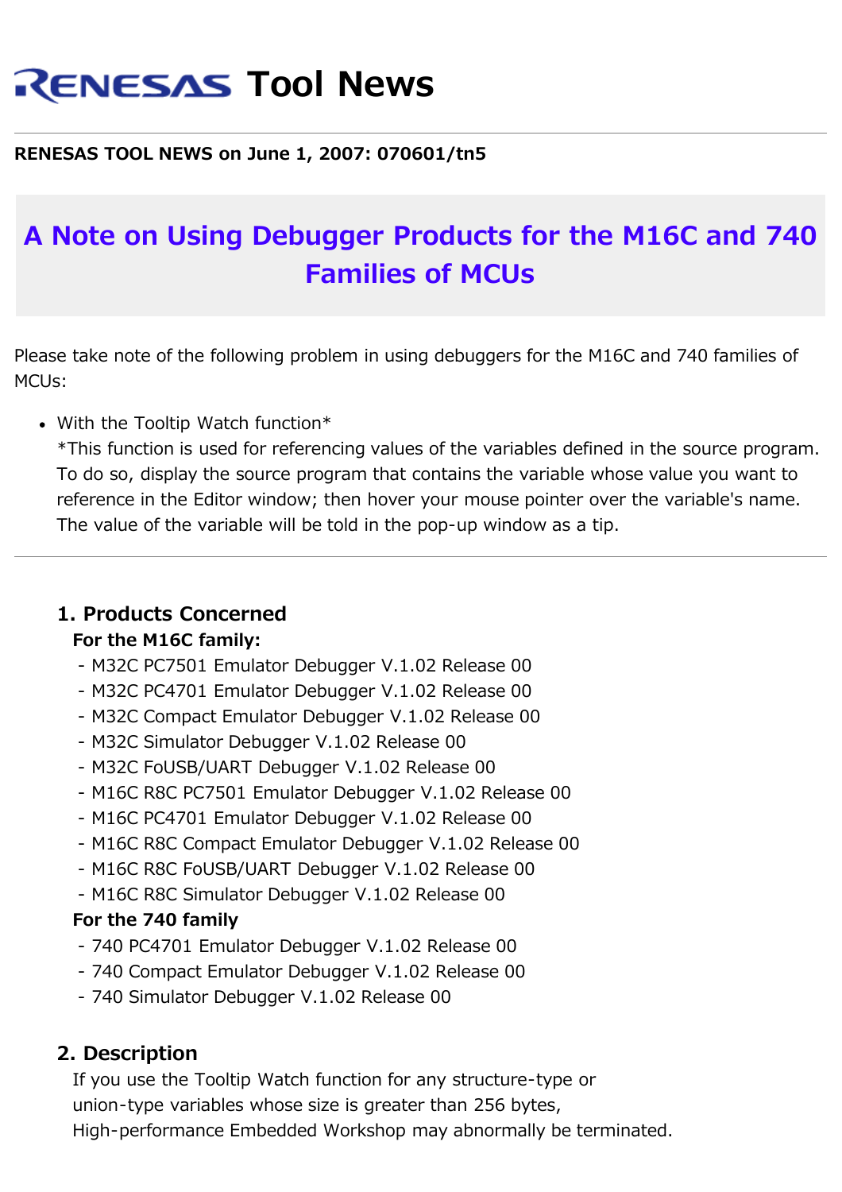# RENESAS Tool News

**RENESAS TOOL NEWS on June 1, 2007: 070601/tn5**

## A Note on Using Debugger Products for the M16C and 740 Families of MCUs

Please take note of the following problem in using debuggers for the M16C and 740 families of MCUs:

- With the Tooltip Watch function*
  *This function is used for referencing values of the variables defined in the source program. To do so, display the source program that contains the variable whose value you want to reference in the Editor window; then hover your mouse pointer over the variable's name. The value of the variable will be told in the pop-up window as a tip.

---

### 1. Products Concerned

**For the M16C family:**

- M32C PC7501 Emulator Debugger V.1.02 Release 00
- M32C PC4701 Emulator Debugger V.1.02 Release 00
- M32C Compact Emulator Debugger V.1.02 Release 00
- M32C Simulator Debugger V.1.02 Release 00
- M32C FoUSB/UART Debugger V.1.02 Release 00
- M16C R8C PC7501 Emulator Debugger V.1.02 Release 00
- M16C PC4701 Emulator Debugger V.1.02 Release 00
- M16C R8C Compact Emulator Debugger V.1.02 Release 00
- M16C R8C FoUSB/UART Debugger V.1.02 Release 00
- M16C R8C Simulator Debugger V.1.02 Release 00

**For the 740 family**

- 740 PC4701 Emulator Debugger V.1.02 Release 00
- 740 Compact Emulator Debugger V.1.02 Release 00
- 740 Simulator Debugger V.1.02 Release 00

### 2. Description

If you use the Tooltip Watch function for any structure-type or union-type variables whose size is greater than 256 bytes, High-performance Embedded Workshop may abnormally be terminated.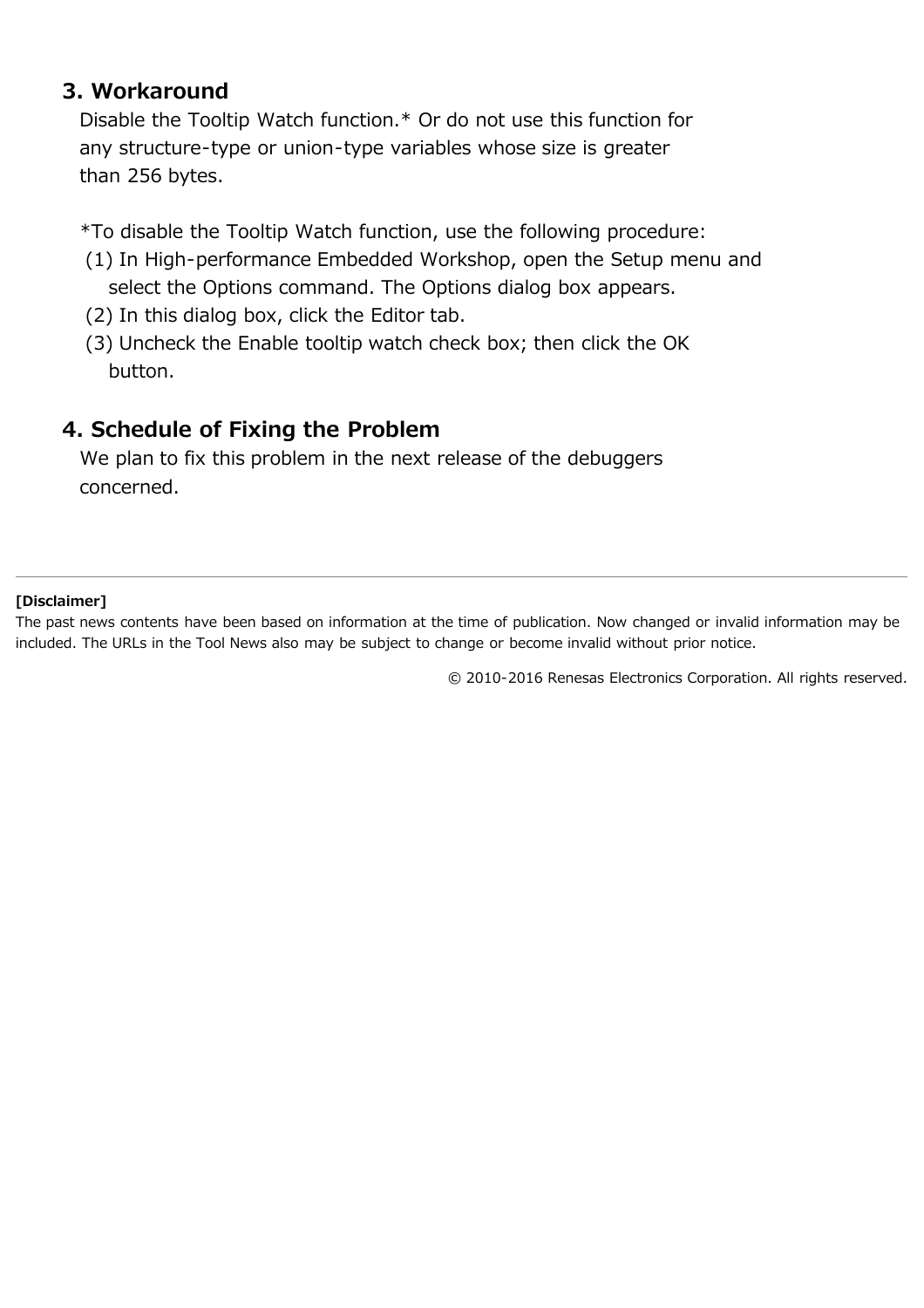## 3. Workaround

Disable the Tooltip Watch function.* Or do not use this function for any structure-type or union-type variables whose size is greater than 256 bytes.

*To disable the Tooltip Watch function, use the following procedure:

(1) In High-performance Embedded Workshop, open the Setup menu and select the Options command. The Options dialog box appears.
(2) In this dialog box, click the Editor tab.
(3) Uncheck the Enable tooltip watch check box; then click the OK button.

## 4. Schedule of Fixing the Problem

We plan to fix this problem in the next release of the debuggers concerned.

---

**[Disclaimer]**

The past news contents have been based on information at the time of publication. Now changed or invalid information may be included. The URLs in the Tool News also may be subject to change or become invalid without prior notice.

© 2010-2016 Renesas Electronics Corporation. All rights reserved.